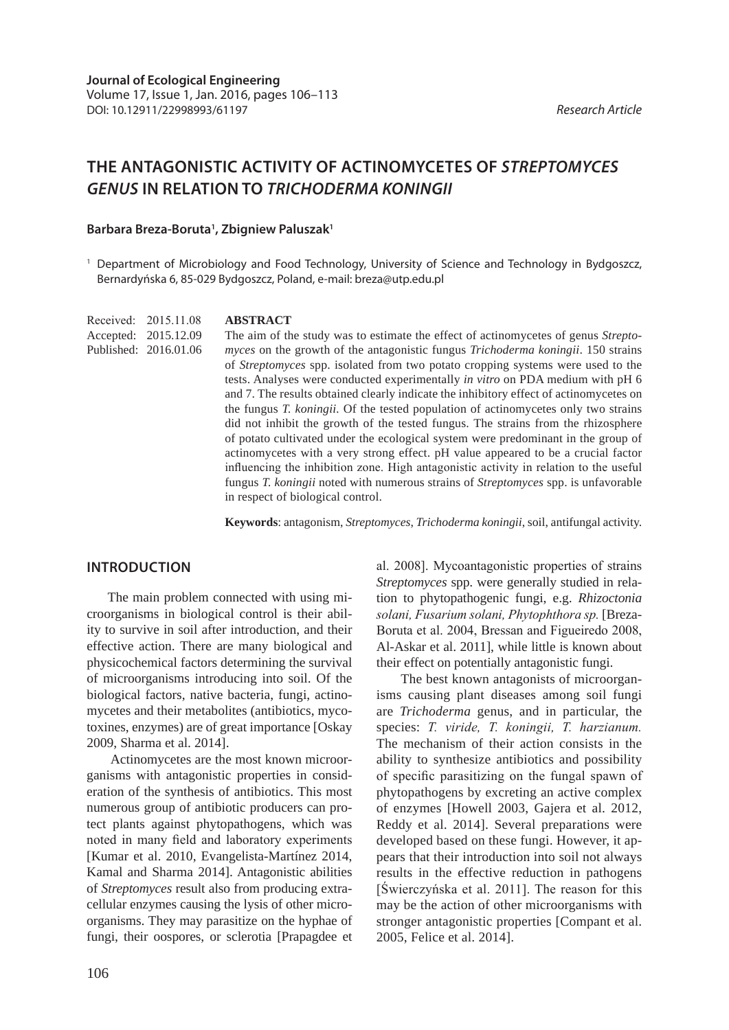**Journal of Ecological Engineering**
Volume 17, Issue 1, Jan. 2016, pages 106–113
DOI: 10.12911/22998993/61197

*Research Article*

# THE ANTAGONISTIC ACTIVITY OF ACTINOMYCETES OF *STREPTOMYCES GENUS* IN RELATION TO *TRICHODERMA KONINGII*

**Barbara Breza-Boruta[1], Zbigniew Paluszak[1]**

[1] Department of Microbiology and Food Technology, University of Science and Technology in Bydgoszcz, Bernardyńska 6, 85-029 Bydgoszcz, Poland, e-mail: breza@utp.edu.pl

Received: 2015.11.08
Accepted: 2015.12.09
Published: 2016.01.06

**ABSTRACT**

The aim of the study was to estimate the effect of actinomycetes of genus *Streptomyces* on the growth of the antagonistic fungus *Trichoderma koningii*. 150 strains of *Streptomyces* spp. isolated from two potato cropping systems were used to the tests. Analyses were conducted experimentally *in vitro* on PDA medium with pH 6 and 7. The results obtained clearly indicate the inhibitory effect of actinomycetes on the fungus *T. koningii*. Of the tested population of actinomycetes only two strains did not inhibit the growth of the tested fungus. The strains from the rhizosphere of potato cultivated under the ecological system were predominant in the group of actinomycetes with a very strong effect. pH value appeared to be a crucial factor influencing the inhibition zone. High antagonistic activity in relation to the useful fungus *T. koningii* noted with numerous strains of *Streptomyces* spp. is unfavorable in respect of biological control.

**Keywords**: antagonism, *Streptomyces*, *Trichoderma koningii*, soil, antifungal activity.

## INTRODUCTION

The main problem connected with using microorganisms in biological control is their ability to survive in soil after introduction, and their effective action. There are many biological and physicochemical factors determining the survival of microorganisms introducing into soil. Of the biological factors, native bacteria, fungi, actinomycetes and their metabolites (antibiotics, mycotoxines, enzymes) are of great importance [Oskay 2009, Sharma et al. 2014].

Actinomycetes are the most known microorganisms with antagonistic properties in consideration of the synthesis of antibiotics. This most numerous group of antibiotic producers can protect plants against phytopathogens, which was noted in many field and laboratory experiments [Kumar et al. 2010, Evangelista-Martínez 2014, Kamal and Sharma 2014]. Antagonistic abilities of *Streptomyces* result also from producing extracellular enzymes causing the lysis of other microorganisms. They may parasitize on the hyphae of fungi, their oospores, or sclerotia [Prapagdee et al. 2008]. Mycoantagonistic properties of strains *Streptomyces* spp. were generally studied in relation to phytopathogenic fungi, e.g. *Rhizoctonia solani, Fusarium solani, Phytophthora sp.* [Breza-Boruta et al. 2004, Bressan and Figueiredo 2008, Al-Askar et al. 2011], while little is known about their effect on potentially antagonistic fungi.

The best known antagonists of microorganisms causing plant diseases among soil fungi are *Trichoderma* genus, and in particular, the species: *T. viride, T. koningii, T. harzianum.* The mechanism of their action consists in the ability to synthesize antibiotics and possibility of specific parasitizing on the fungal spawn of phytopathogens by excreting an active complex of enzymes [Howell 2003, Gajera et al. 2012, Reddy et al. 2014]. Several preparations were developed based on these fungi. However, it appears that their introduction into soil not always results in the effective reduction in pathogens [Świerczyńska et al. 2011]. The reason for this may be the action of other microorganisms with stronger antagonistic properties [Compant et al. 2005, Felice et al. 2014].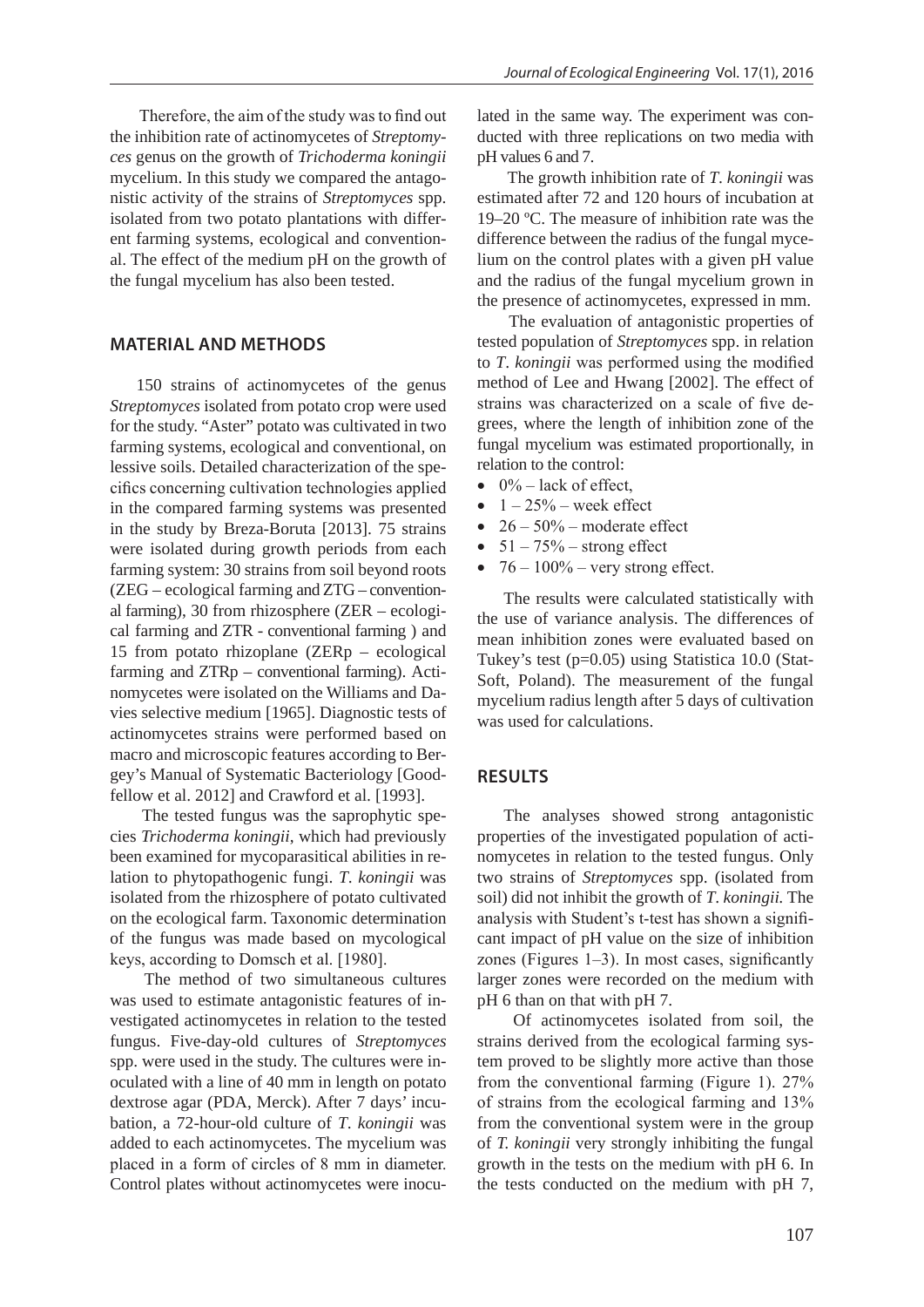Therefore, the aim of the study was to find out the inhibition rate of actinomycetes of *Streptomyces* genus on the growth of *Trichoderma koningii* mycelium. In this study we compared the antagonistic activity of the strains of *Streptomyces* spp. isolated from two potato plantations with different farming systems, ecological and conventional. The effect of the medium pH on the growth of the fungal mycelium has also been tested.

## MATERIAL AND METHODS

150 strains of actinomycetes of the genus *Streptomyces* isolated from potato crop were used for the study. "Aster" potato was cultivated in two farming systems, ecological and conventional, on lessive soils. Detailed characterization of the specifics concerning cultivation technologies applied in the compared farming systems was presented in the study by Breza-Boruta [2013]. 75 strains were isolated during growth periods from each farming system: 30 strains from soil beyond roots (ZEG – ecological farming and ZTG – conventional farming), 30 from rhizosphere (ZER – ecological farming and ZTR - conventional farming ) and 15 from potato rhizoplane (ZERp – ecological farming and ZTRp – conventional farming). Actinomycetes were isolated on the Williams and Davies selective medium [1965]. Diagnostic tests of actinomycetes strains were performed based on macro and microscopic features according to Bergey's Manual of Systematic Bacteriology [Goodfellow et al. 2012] and Crawford et al. [1993].

The tested fungus was the saprophytic species *Trichoderma koningii*, which had previously been examined for mycoparasitical abilities in relation to phytopathogenic fungi. *T. koningii* was isolated from the rhizosphere of potato cultivated on the ecological farm. Taxonomic determination of the fungus was made based on mycological keys, according to Domsch et al. [1980].

The method of two simultaneous cultures was used to estimate antagonistic features of investigated actinomycetes in relation to the tested fungus. Five-day-old cultures of *Streptomyces* spp. were used in the study. The cultures were inoculated with a line of 40 mm in length on potato dextrose agar (PDA, Merck). After 7 days' incubation, a 72-hour-old culture of *T. koningii* was added to each actinomycetes. The mycelium was placed in a form of circles of 8 mm in diameter. Control plates without actinomycetes were inoculated in the same way. The experiment was conducted with three replications on two media with pH values 6 and 7.

The growth inhibition rate of *T. koningii* was estimated after 72 and 120 hours of incubation at 19–20 ºC. The measure of inhibition rate was the difference between the radius of the fungal mycelium on the control plates with a given pH value and the radius of the fungal mycelium grown in the presence of actinomycetes, expressed in mm.

The evaluation of antagonistic properties of tested population of *Streptomyces* spp. in relation to *T. koningii* was performed using the modified method of Lee and Hwang [2002]. The effect of strains was characterized on a scale of five degrees, where the length of inhibition zone of the fungal mycelium was estimated proportionally, in relation to the control:

- 0% – lack of effect,
- 1 – 25% – week effect
- 26 – 50% – moderate effect
- 51 – 75% – strong effect
- 76 – 100% – very strong effect.

The results were calculated statistically with the use of variance analysis. The differences of mean inhibition zones were evaluated based on Tukey's test (p=0.05) using Statistica 10.0 (StatSoft, Poland). The measurement of the fungal mycelium radius length after 5 days of cultivation was used for calculations.

## RESULTS

The analyses showed strong antagonistic properties of the investigated population of actinomycetes in relation to the tested fungus. Only two strains of *Streptomyces* spp. (isolated from soil) did not inhibit the growth of *T. koningii*. The analysis with Student's t-test has shown a significant impact of pH value on the size of inhibition zones (Figures 1–3). In most cases, significantly larger zones were recorded on the medium with pH 6 than on that with pH 7.

Of actinomycetes isolated from soil, the strains derived from the ecological farming system proved to be slightly more active than those from the conventional farming (Figure 1). 27% of strains from the ecological farming and 13% from the conventional system were in the group of *T. koningii* very strongly inhibiting the fungal growth in the tests on the medium with pH 6. In the tests conducted on the medium with pH 7,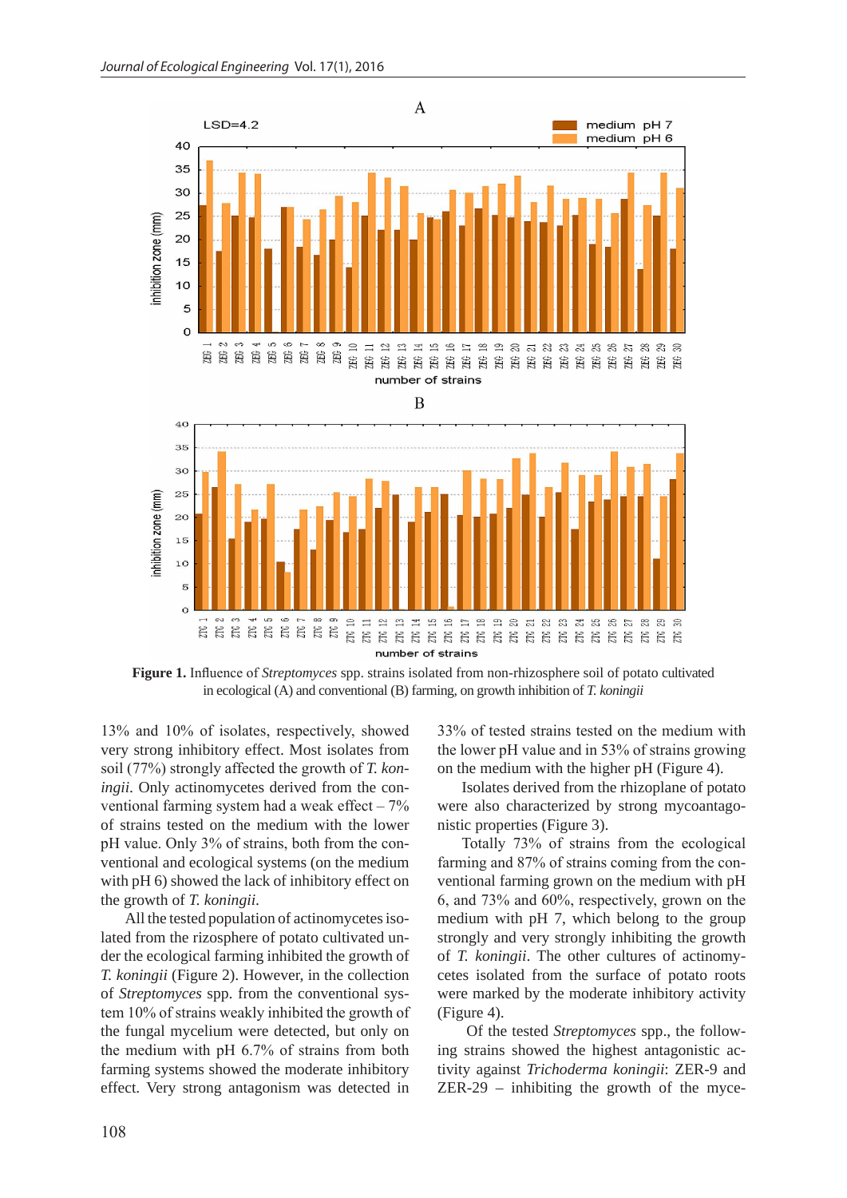Figure 1. Influence of *Streptomyces* spp. strains isolated from non-rhizosphere soil of potato cultivated in ecological (A) and conventional (B) farming, on growth inhibition of *T. koningii*

13% and 10% of isolates, respectively, showed very strong inhibitory effect. Most isolates from soil (77%) strongly affected the growth of *T. koningii*. Only actinomycetes derived from the conventional farming system had a weak effect – 7% of strains tested on the medium with the lower pH value. Only 3% of strains, both from the conventional and ecological systems (on the medium with pH 6) showed the lack of inhibitory effect on the growth of *T. koningii*.

All the tested population of actinomycetes isolated from the rizosphere of potato cultivated under the ecological farming inhibited the growth of *T. koningii* (Figure 2). However, in the collection of *Streptomyces* spp. from the conventional system 10% of strains weakly inhibited the growth of the fungal mycelium were detected, but only on the medium with pH 6.7% of strains from both farming systems showed the moderate inhibitory effect. Very strong antagonism was detected in 33% of tested strains tested on the medium with the lower pH value and in 53% of strains growing on the medium with the higher pH (Figure 4).

Isolates derived from the rhizoplane of potato were also characterized by strong mycoantagonistic properties (Figure 3).

Totally 73% of strains from the ecological farming and 87% of strains coming from the conventional farming grown on the medium with pH 6, and 73% and 60%, respectively, grown on the medium with pH 7, which belong to the group strongly and very strongly inhibiting the growth of *T. koningii*. The other cultures of actinomycetes isolated from the surface of potato roots were marked by the moderate inhibitory activity (Figure 4).

Of the tested *Streptomyces* spp., the following strains showed the highest antagonistic activity against *Trichoderma koningii*: ZER-9 and ZER-29 – inhibiting the growth of the myce-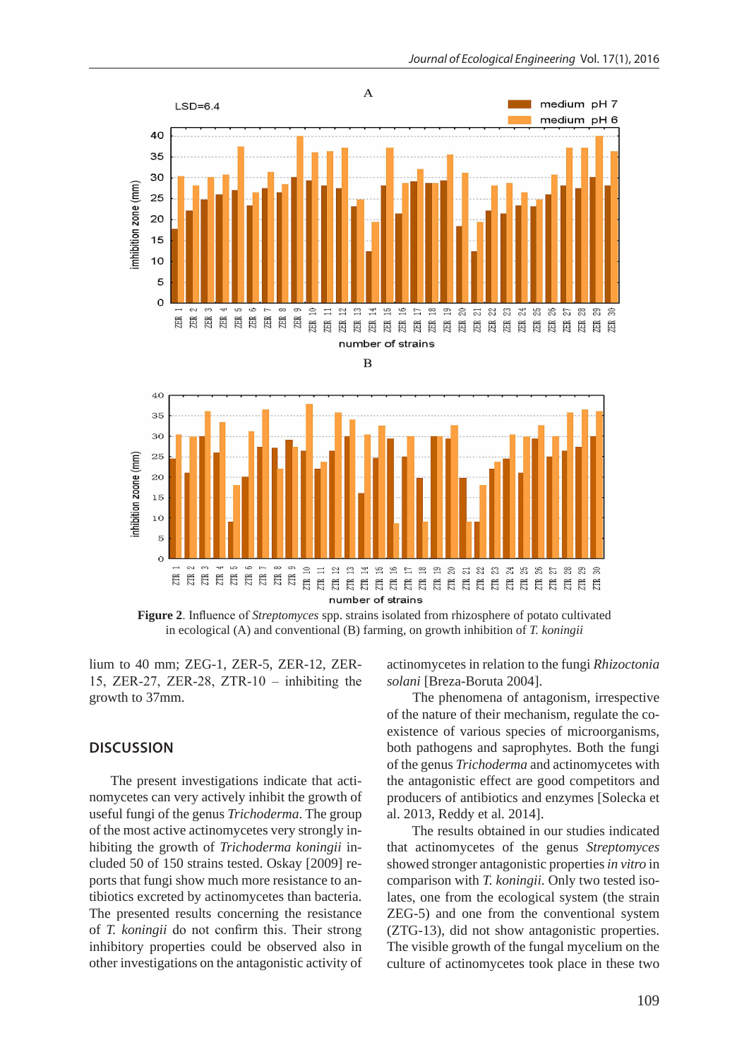**Figure 2**. Influence of *Streptomyces* spp. strains isolated from rhizosphere of potato cultivated in ecological (A) and conventional (B) farming, on growth inhibition of *T. koningii*

lium to 40 mm; ZEG-1, ZER-5, ZER-12, ZER-15, ZER-27, ZER-28, ZTR-10 – inhibiting the growth to 37mm.

## DISCUSSION

The present investigations indicate that actinomycetes can very actively inhibit the growth of useful fungi of the genus *Trichoderma*. The group of the most active actinomycetes very strongly inhibiting the growth of *Trichoderma koningii* included 50 of 150 strains tested. Oskay [2009] reports that fungi show much more resistance to antibiotics excreted by actinomycetes than bacteria. The presented results concerning the resistance of *T. koningii* do not confirm this. Their strong inhibitory properties could be observed also in other investigations on the antagonistic activity of actinomycetes in relation to the fungi *Rhizoctonia solani* [Breza-Boruta 2004].

The phenomena of antagonism, irrespective of the nature of their mechanism, regulate the co-existence of various species of microorganisms, both pathogens and saprophytes. Both the fungi of the genus *Trichoderma* and actinomycetes with the antagonistic effect are good competitors and producers of antibiotics and enzymes [Solecka et al. 2013, Reddy et al. 2014].

The results obtained in our studies indicated that actinomycetes of the genus *Streptomyces* showed stronger antagonistic properties *in vitro* in comparison with *T. koningii*. Only two tested isolates, one from the ecological system (the strain ZEG-5) and one from the conventional system (ZTG-13), did not show antagonistic properties. The visible growth of the fungal mycelium on the culture of actinomycetes took place in these two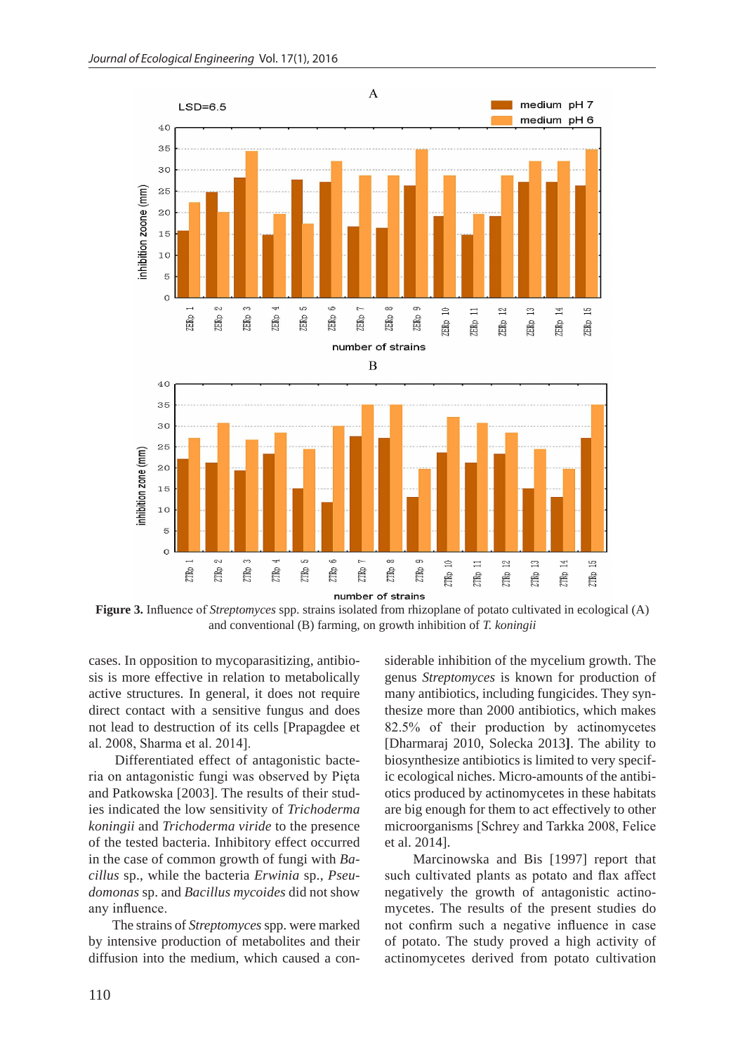Figure 3. Influence of *Streptomyces* spp. strains isolated from rhizoplane of potato cultivated in ecological (A) and conventional (B) farming, on growth inhibition of *T. koningii*

cases. In opposition to mycoparasitizing, antibiosis is more effective in relation to metabolically active structures. In general, it does not require direct contact with a sensitive fungus and does not lead to destruction of its cells [Prapagdee et al. 2008, Sharma et al. 2014].

Differentiated effect of antagonistic bacteria on antagonistic fungi was observed by Pięta and Patkowska [2003]. The results of their studies indicated the low sensitivity of *Trichoderma koningii* and *Trichoderma viride* to the presence of the tested bacteria. Inhibitory effect occurred in the case of common growth of fungi with *Bacillus* sp., while the bacteria *Erwinia* sp., *Pseudomonas* sp. and *Bacillus mycoides* did not show any influence.

The strains of *Streptomyces* spp. were marked by intensive production of metabolites and their diffusion into the medium, which caused a considerable inhibition of the mycelium growth. The genus *Streptomyces* is known for production of many antibiotics, including fungicides. They synthesize more than 2000 antibiotics, which makes 82.5% of their production by actinomycetes [Dharmaraj 2010, Solecka 2013]. The ability to biosynthesize antibiotics is limited to very specific ecological niches. Micro-amounts of the antibiotics produced by actinomycetes in these habitats are big enough for them to act effectively to other microorganisms [Schrey and Tarkka 2008, Felice et al. 2014].

Marcinowska and Bis [1997] report that such cultivated plants as potato and flax affect negatively the growth of antagonistic actinomycetes. The results of the present studies do not confirm such a negative influence in case of potato. The study proved a high activity of actinomycetes derived from potato cultivation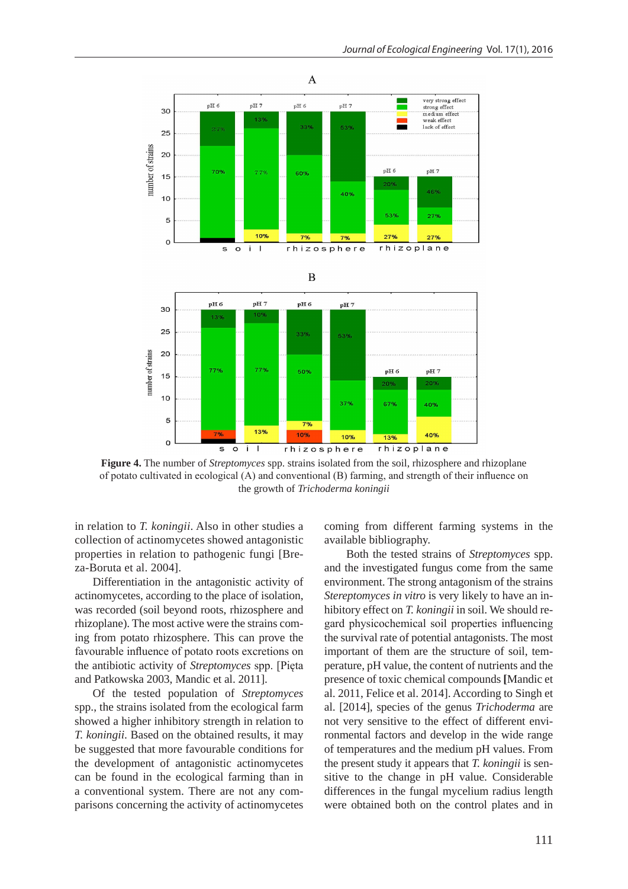**Figure 4.** The number of *Streptomyces* spp. strains isolated from the soil, rhizosphere and rhizoplane of potato cultivated in ecological (A) and conventional (B) farming, and strength of their influence on the growth of *Trichoderma koningii*

in relation to *T. koningii*. Also in other studies a collection of actinomycetes showed antagonistic properties in relation to pathogenic fungi [Breza-Boruta et al. 2004].

Differentiation in the antagonistic activity of actinomycetes, according to the place of isolation, was recorded (soil beyond roots, rhizosphere and rhizoplane). The most active were the strains coming from potato rhizosphere. This can prove the favourable influence of potato roots excretions on the antibiotic activity of *Streptomyces* spp. [Pięta and Patkowska 2003, Mandic et al. 2011].

Of the tested population of *Streptomyces* spp., the strains isolated from the ecological farm showed a higher inhibitory strength in relation to *T. koningii*. Based on the obtained results, it may be suggested that more favourable conditions for the development of antagonistic actinomycetes can be found in the ecological farming than in a conventional system. There are not any comparisons concerning the activity of actinomycetes coming from different farming systems in the available bibliography.

Both the tested strains of *Streptomyces* spp. and the investigated fungus come from the same environment. The strong antagonism of the strains *Stereptomyces in vitro* is very likely to have an inhibitory effect on *T. koningii* in soil. We should regard physicochemical soil properties influencing the survival rate of potential antagonists. The most important of them are the structure of soil, temperature, pH value, the content of nutrients and the presence of toxic chemical compounds [Mandic et al. 2011, Felice et al. 2014]. According to Singh et al. [2014], species of the genus *Trichoderma* are not very sensitive to the effect of different environmental factors and develop in the wide range of temperatures and the medium pH values. From the present study it appears that *T. koningii* is sensitive to the change in pH value. Considerable differences in the fungal mycelium radius length were obtained both on the control plates and in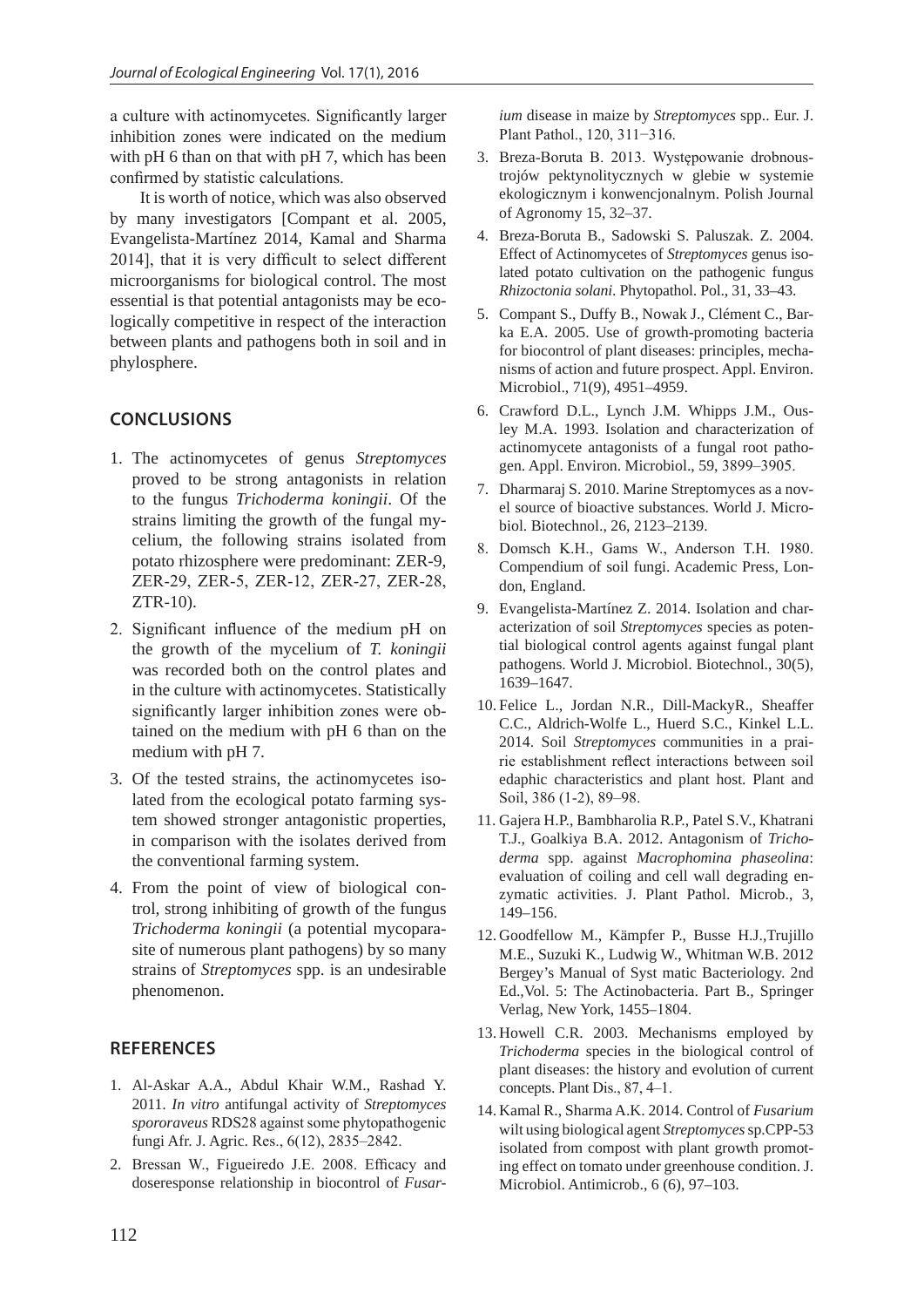a culture with actinomycetes. Significantly larger inhibition zones were indicated on the medium with pH 6 than on that with pH 7, which has been confirmed by statistic calculations.

It is worth of notice, which was also observed by many investigators [Compant et al. 2005, Evangelista-Martínez 2014, Kamal and Sharma 2014], that it is very difficult to select different microorganisms for biological control. The most essential is that potential antagonists may be ecologically competitive in respect of the interaction between plants and pathogens both in soil and in phylosphere.

## CONCLUSIONS

1. The actinomycetes of genus *Streptomyces* proved to be strong antagonists in relation to the fungus *Trichoderma koningii*. Of the strains limiting the growth of the fungal mycelium, the following strains isolated from potato rhizosphere were predominant: ZER-9, ZER-29, ZER-5, ZER-12, ZER-27, ZER-28, ZTR-10).
2. Significant influence of the medium pH on the growth of the mycelium of *T. koningii* was recorded both on the control plates and in the culture with actinomycetes. Statistically significantly larger inhibition zones were obtained on the medium with pH 6 than on the medium with pH 7.
3. Of the tested strains, the actinomycetes isolated from the ecological potato farming system showed stronger antagonistic properties, in comparison with the isolates derived from the conventional farming system.
4. From the point of view of biological control, strong inhibiting of growth of the fungus *Trichoderma koningii* (a potential mycoparasite of numerous plant pathogens) by so many strains of *Streptomyces* spp. is an undesirable phenomenon.

## REFERENCES

1. Al-Askar A.A., Abdul Khair W.M., Rashad Y. 2011. *In vitro* antifungal activity of *Streptomyces spororaveus* RDS28 against some phytopathogenic fungi Afr. J. Agric. Res., 6(12), 2835–2842.
2. Bressan W., Figueiredo J.E. 2008. Efficacy and doseresponse relationship in biocontrol of *Fusarium* disease in maize by *Streptomyces* spp.. Eur. J. Plant Pathol., 120, 311−316.
3. Breza-Boruta B. 2013. Występowanie drobnoustrojów pektynolitycznych w glebie w systemie ekologicznym i konwencjonalnym. Polish Journal of Agronomy 15, 32–37.
4. Breza-Boruta B., Sadowski S. Paluszak. Z. 2004. Effect of Actinomycetes of *Streptomyces* genus isolated potato cultivation on the pathogenic fungus *Rhizoctonia solani*. Phytopathol. Pol., 31, 33–43.
5. Compant S., Duffy B., Nowak J., Clément C., Barka E.A. 2005. Use of growth-promoting bacteria for biocontrol of plant diseases: principles, mechanisms of action and future prospect. Appl. Environ. Microbiol., 71(9), 4951–4959.
6. Crawford D.L., Lynch J.M. Whipps J.M., Ousley M.A. 1993. Isolation and characterization of actinomycete antagonists of a fungal root pathogen. Appl. Environ. Microbiol., 59, 3899–3905.
7. Dharmaraj S. 2010. Marine Streptomyces as a novel source of bioactive substances. World J. Microbiol. Biotechnol., 26, 2123–2139.
8. Domsch K.H., Gams W., Anderson T.H. 1980. Compendium of soil fungi. Academic Press, London, England.
9. Evangelista-Martínez Z. 2014. Isolation and characterization of soil *Streptomyces* species as potential biological control agents against fungal plant pathogens. World J. Microbiol. Biotechnol., 30(5), 1639–1647.
10. Felice L., Jordan N.R., Dill-MackyR., Sheaffer C.C., Aldrich-Wolfe L., Huerd S.C., Kinkel L.L. 2014. Soil *Streptomyces* communities in a prairie establishment reflect interactions between soil edaphic characteristics and plant host. Plant and Soil, 386 (1-2), 89–98.
11. Gajera H.P., Bambharolia R.P., Patel S.V., Khatrani T.J., Goalkiya B.A. 2012. Antagonism of *Trichoderma* spp. against *Macrophomina phaseolina*: evaluation of coiling and cell wall degrading enzymatic activities. J. Plant Pathol. Microb., 3, 149–156.
12. Goodfellow M., Kämpfer P., Busse H.J.,Trujillo M.E., Suzuki K., Ludwig W., Whitman W.B. 2012 Bergey's Manual of Syst matic Bacteriology. 2nd Ed.,Vol. 5: The Actinobacteria. Part B., Springer Verlag, New York, 1455–1804.
13. Howell C.R. 2003. Mechanisms employed by *Trichoderma* species in the biological control of plant diseases: the history and evolution of current concepts. Plant Dis., 87, 4–1.
14. Kamal R., Sharma A.K. 2014. Control of *Fusarium* wilt using biological agent *Streptomyces* sp.CPP-53 isolated from compost with plant growth promoting effect on tomato under greenhouse condition. J. Microbiol. Antimicrob., 6 (6), 97–103.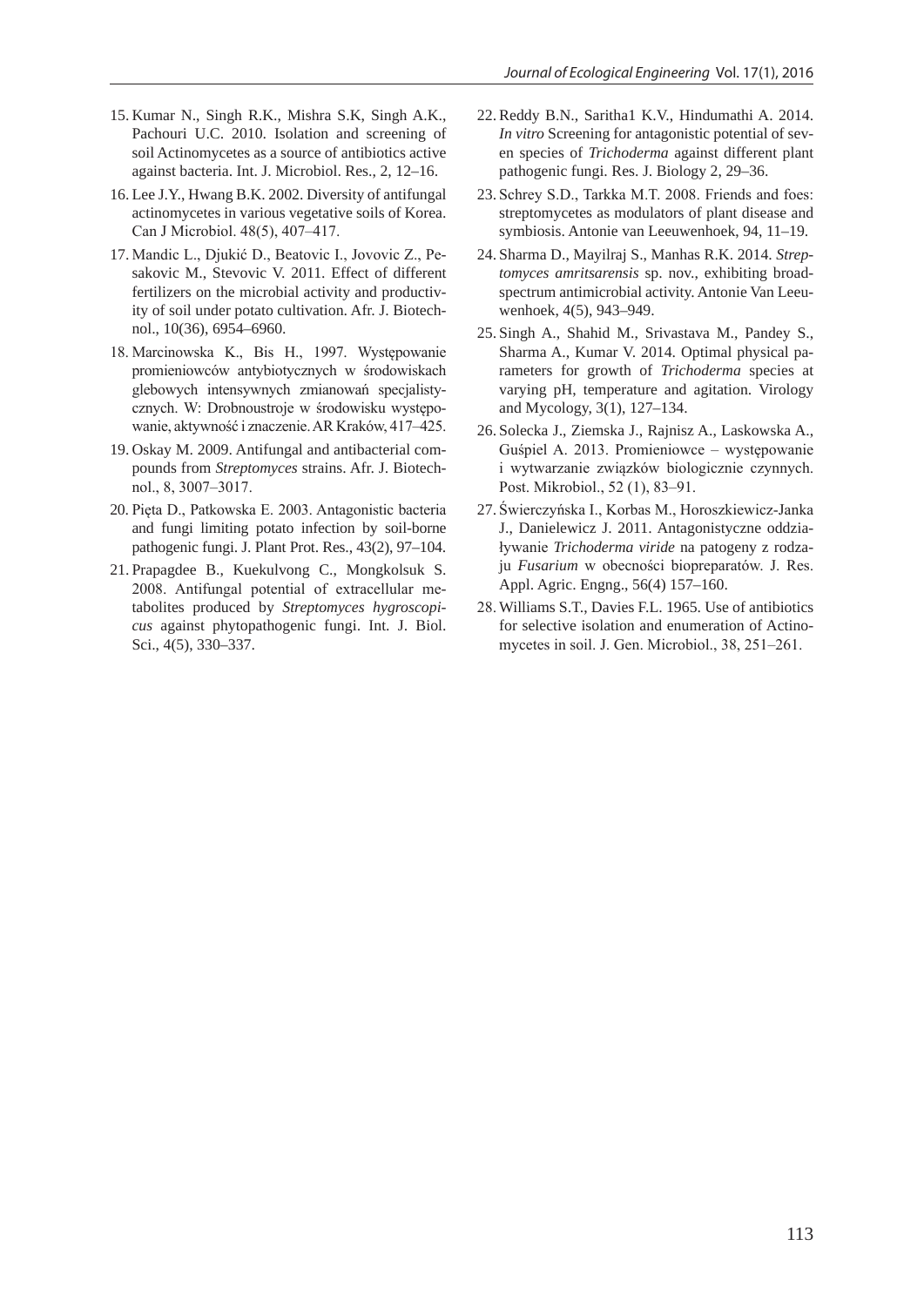15. Kumar N., Singh R.K., Mishra S.K, Singh A.K., Pachouri U.C. 2010. Isolation and screening of soil Actinomycetes as a source of antibiotics active against bacteria. Int. J. Microbiol. Res., 2, 12–16.
16. Lee J.Y., Hwang B.K. 2002. Diversity of antifungal actinomycetes in various vegetative soils of Korea. Can J Microbiol. 48(5), 407–417.
17. Mandic L., Djukić D., Beatovic I., Jovovic Z., Pesakovic M., Stevovic V. 2011. Effect of different fertilizers on the microbial activity and productivity of soil under potato cultivation. Afr. J. Biotechnol., 10(36), 6954–6960.
18. Marcinowska K., Bis H., 1997. Występowanie promieniowców antybiotycznych w środowiskach glebowych intensywnych zmianowań specjalistycznych. W: Drobnoustroje w środowisku występowanie, aktywność i znaczenie. AR Kraków, 417–425.
19. Oskay M. 2009. Antifungal and antibacterial compounds from *Streptomyces* strains. Afr. J. Biotechnol., 8, 3007–3017.
20. Pięta D., Patkowska E. 2003. Antagonistic bacteria and fungi limiting potato infection by soil-borne pathogenic fungi. J. Plant Prot. Res., 43(2), 97–104.
21. Prapagdee B., Kuekulvong C., Mongkolsuk S. 2008. Antifungal potential of extracellular metabolites produced by *Streptomyces hygroscopicus* against phytopathogenic fungi. Int. J. Biol. Sci., 4(5), 330–337.
22. Reddy B.N., Saritha1 K.V., Hindumathi A. 2014. *In vitro* Screening for antagonistic potential of seven species of *Trichoderma* against different plant pathogenic fungi. Res. J. Biology 2, 29–36.
23. Schrey S.D., Tarkka M.T. 2008. Friends and foes: streptomycetes as modulators of plant disease and symbiosis. Antonie van Leeuwenhoek, 94, 11–19.
24. Sharma D., Mayilraj S., Manhas R.K. 2014. *Streptomyces amritsarensis* sp. nov., exhibiting broad-spectrum antimicrobial activity. Antonie Van Leeuwenhoek, 4(5), 943–949.
25. Singh A., Shahid M., Srivastava M., Pandey S., Sharma A., Kumar V. 2014. Optimal physical parameters for growth of *Trichoderma* species at varying pH, temperature and agitation. Virology and Mycology, 3(1), 127–134.
26. Solecka J., Ziemska J., Rajnisz A., Laskowska A., Guśpiel A. 2013. Promieniowce – występowanie i wytwarzanie związków biologicznie czynnych. Post. Mikrobiol., 52 (1), 83–91.
27. Świerczyńska I., Korbas M., Horoszkiewicz-Janka J., Danielewicz J. 2011. Antagonistyczne oddziaływanie *Trichoderma viride* na patogeny z rodzaju *Fusarium* w obecności biopreparatów. J. Res. Appl. Agric. Engng., 56(4) 157–160.
28. Williams S.T., Davies F.L. 1965. Use of antibiotics for selective isolation and enumeration of Actinomycetes in soil. J. Gen. Microbiol., 38, 251–261.